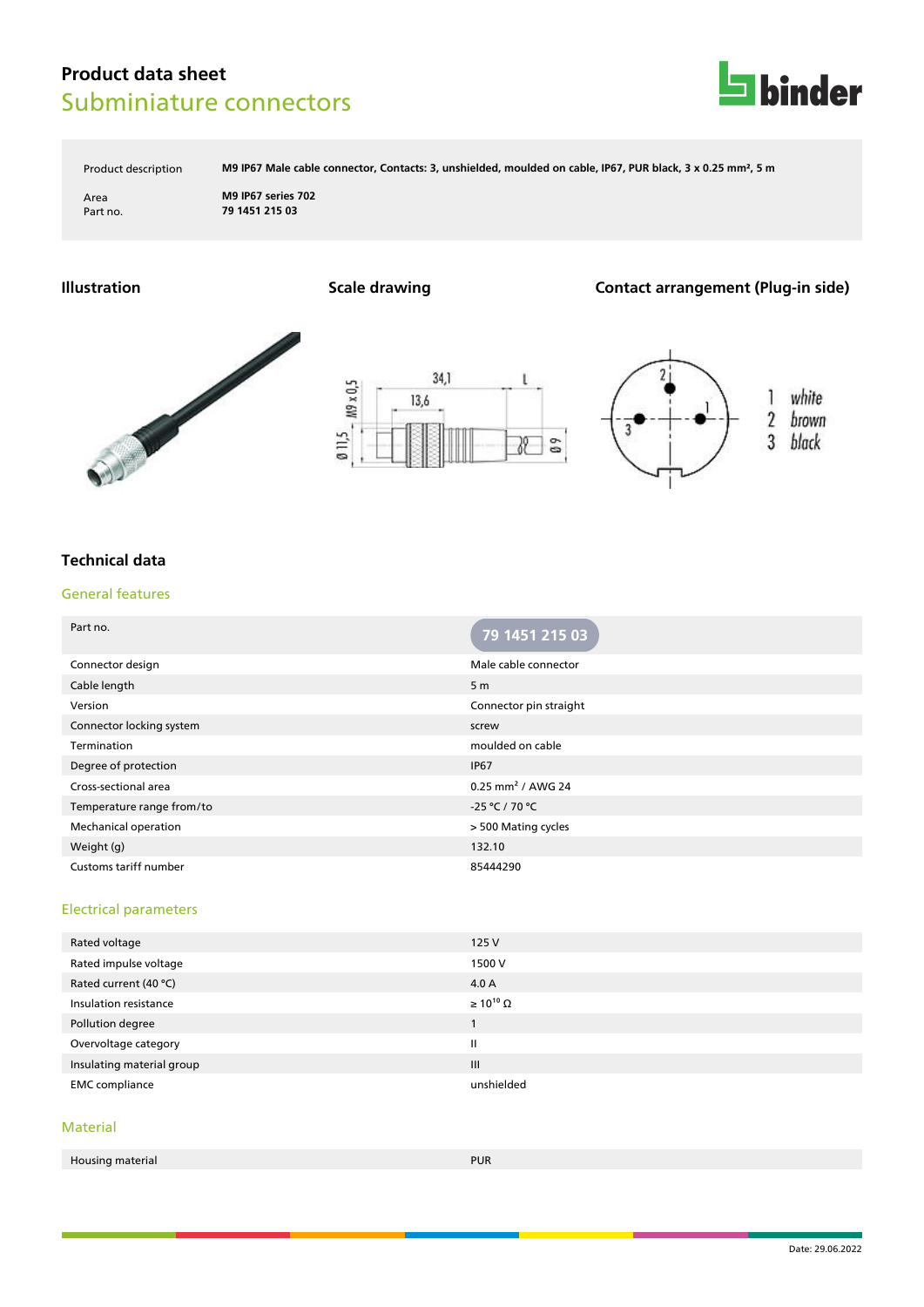# Product data sheet

## Subminiature connectors

| | |
|---|---|
| Product description | M9 IP67 Male cable connector, Contacts: 3, unshielded, moulded on cable, IP67, PUR black, 3 x 0.25 mm², 5 m |
| Area | M9 IP67 series 702 |
| Part no. | 79 1451 215 03 |

### Illustration

### Scale drawing

34,1
L
13,6
M9 x 0,5
Ø 11,5
Ø 9

### Contact arrangement (Plug-in side)

1 white
2 brown
3 black

## Technical data

### General features

| Part no. | 79 1451 215 03 |
|---|---|
| Connector design | Male cable connector |
| Cable length | 5 m |
| Version | Connector pin straight |
| Connector locking system | screw |
| Termination | moulded on cable |
| Degree of protection | IP67 |
| Cross-sectional area | 0.25 mm² / AWG 24 |
| Temperature range from/to | -25 °C / 70 °C |
| Mechanical operation | > 500 Mating cycles |
| Weight (g) | 132.10 |
| Customs tariff number | 85444290 |

### Electrical parameters

| | |
|---|---|
| Rated voltage | 125 V |
| Rated impulse voltage | 1500 V |
| Rated current (40 °C) | 4.0 A |
| Insulation resistance | ≥ $10^{10}$ Ω |
| Pollution degree | 1 |
| Overvoltage category | II |
| Insulating material group | III |
| EMC compliance | unshielded |

### Material

| | |
|---|---|
| Housing material | PUR |

Date: 29.06.2022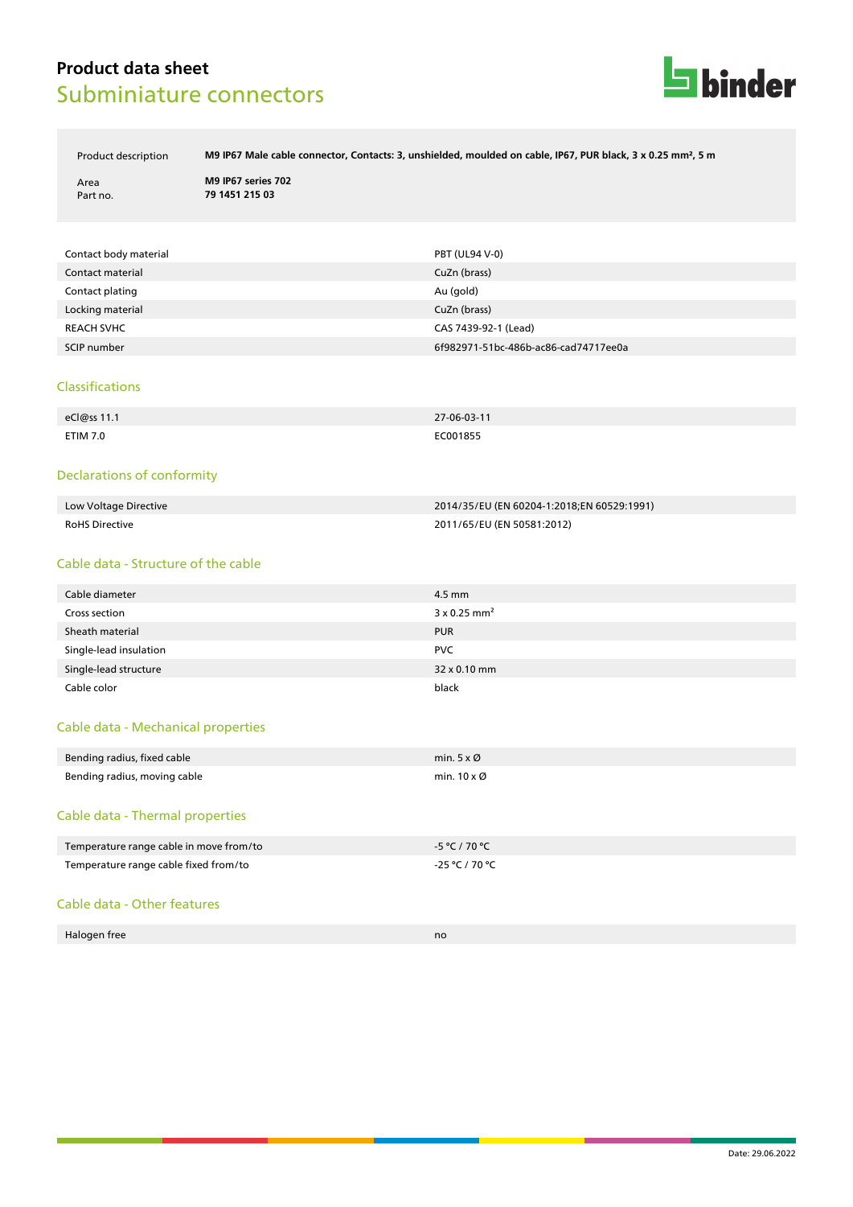## Product data sheet
# Subminiature connectors

| | |
|---|---|
| Product description | **M9 IP67 Male cable connector, Contacts: 3, unshielded, moulded on cable, IP67, PUR black, 3 x 0.25 mm², 5 m** |
| Area | **M9 IP67 series 702** |
| Part no. | **79 1451 215 03** |

| | |
|---|---|
| Contact body material | PBT (UL94 V-0) |
| Contact material | CuZn (brass) |
| Contact plating | Au (gold) |
| Locking material | CuZn (brass) |
| REACH SVHC | CAS 7439-92-1 (Lead) |
| SCIP number | 6f982971-51bc-486b-ac86-cad74717ee0a |

## Classifications

| | |
|---|---|
| eCl@ss 11.1 | 27-06-03-11 |
| ETIM 7.0 | EC001855 |

## Declarations of conformity

| | |
|---|---|
| Low Voltage Directive | 2014/35/EU (EN 60204-1:2018;EN 60529:1991) |
| RoHS Directive | 2011/65/EU (EN 50581:2012) |

## Cable data - Structure of the cable

| | |
|---|---|
| Cable diameter | 4.5 mm |
| Cross section | 3 x 0.25 mm² |
| Sheath material | PUR |
| Single-lead insulation | PVC |
| Single-lead structure | 32 x 0.10 mm |
| Cable color | black |

## Cable data - Mechanical properties

| | |
|---|---|
| Bending radius, fixed cable | min. 5 x Ø |
| Bending radius, moving cable | min. 10 x Ø |

## Cable data - Thermal properties

| | |
|---|---|
| Temperature range cable in move from/to | -5 °C / 70 °C |
| Temperature range cable fixed from/to | -25 °C / 70 °C |

## Cable data - Other features

| | |
|---|---|
| Halogen free | no |

Date: 29.06.2022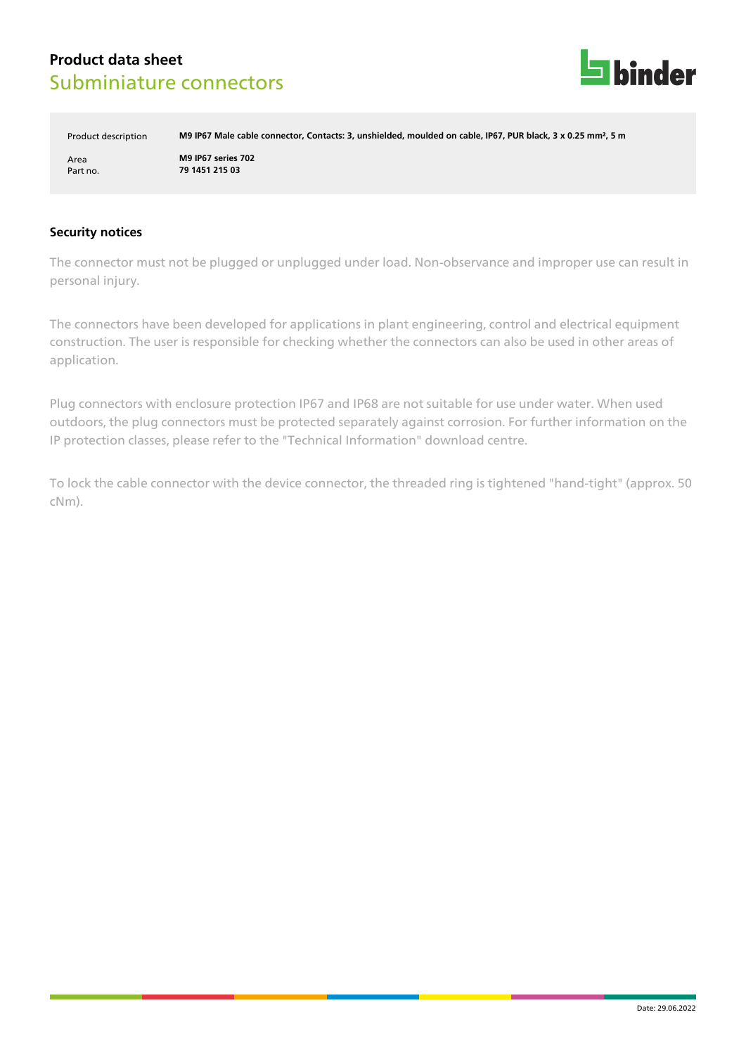# Product data sheet
## Subminiature connectors

| | |
|---|---|
| Product description | **M9 IP67 Male cable connector, Contacts: 3, unshielded, moulded on cable, IP67, PUR black, 3 x 0.25 mm², 5 m** |
| Area | **M9 IP67 series 702** |
| Part no. | **79 1451 215 03** |

### Security notices

The connector must not be plugged or unplugged under load. Non-observance and improper use can result in personal injury.

The connectors have been developed for applications in plant engineering, control and electrical equipment construction. The user is responsible for checking whether the connectors can also be used in other areas of application.

Plug connectors with enclosure protection IP67 and IP68 are not suitable for use under water. When used outdoors, the plug connectors must be protected separately against corrosion. For further information on the IP protection classes, please refer to the "Technical Information" download centre.

To lock the cable connector with the device connector, the threaded ring is tightened "hand-tight" (approx. 50 cNm).

Date: 29.06.2022